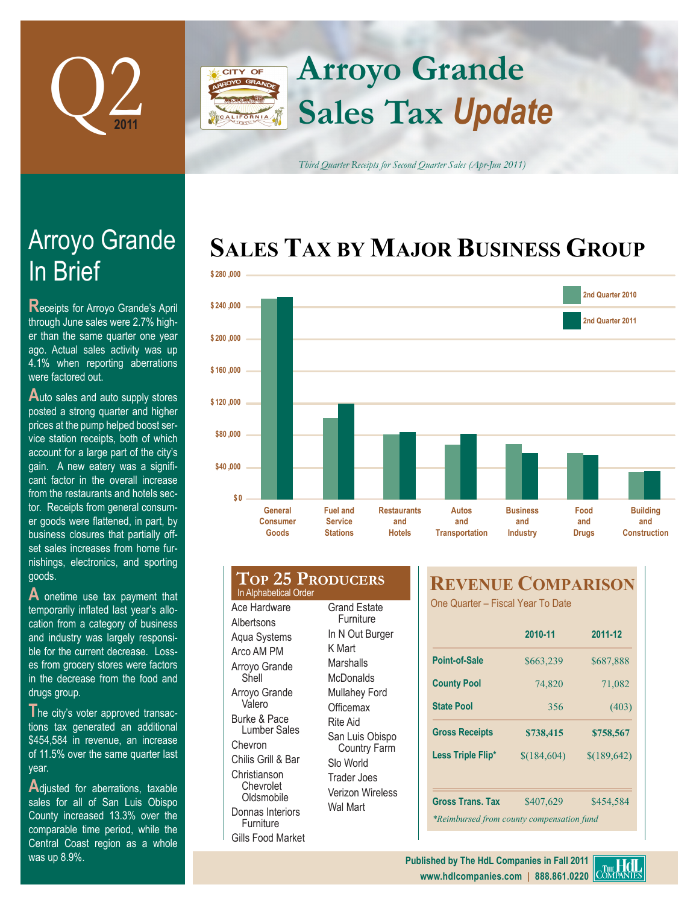# Q2 2011

# Arroyo Grande Sales Tax *Update*

*Third Quarter Receipts for Second Quarter Sales (Apr-Jun 2011)*

## Arroyo Grande In Brief

Receipts for Arroyo Grande's April through June sales were 2.7% higher than the same quarter one year ago. Actual sales activity was up 4.1% when reporting aberrations were factored out.

Auto sales and auto supply stores posted a strong quarter and higher prices at the pump helped boost service station receipts, both of which account for a large part of the city's gain. A new eatery was a significant factor in the overall increase from the restaurants and hotels sector. Receipts from general consumer goods were flattened, in part, by business closures that partially offset sales increases from home furnishings, electronics, and sporting goods.

A onetime use tax payment that temporarily inflated last year's allocation from a category of business and industry was largely responsible for the current decrease. Losses from grocery stores were factors in the decrease from the food and drugs group.

The city's voter approved transactions tax generated an additional $454,584 in revenue, an increase of 11.5% over the same quarter last year.

Adjusted for aberrations, taxable sales for all of San Luis Obispo County increased 13.3% over the comparable time period, while the Central Coast region as a whole was up 8.9%.

## Sales Tax by Major Business Group

$280,000
$240,000
$200,000
$160,000
$120,000
$80,000
$40,000
$0

2nd Quarter 2010
2nd Quarter 2011

General Consumer Goods
Fuel and Service Stations
Restaurants and Hotels
Autos and Transportation
Business and Industry
Food and Drugs
Building and Construction

## Top 25 Producers

In Alphabetical Order

- Ace Hardware
- Albertsons
- Aqua Systems
- Arco AM PM
- Arroyo Grande Shell
- Arroyo Grande Valero
- Burke & Pace Lumber Sales
- Chevron
- Chilis Grill & Bar
- Christianson Chevrolet Oldsmobile
- Donnas Interiors Furniture
- Gills Food Market
- Grand Estate Furniture
- In N Out Burger
- K Mart
- Marshalls
- McDonalds
- Mullahey Ford
- Officemax
- Rite Aid
- San Luis Obispo Country Farm
- Slo World
- Trader Joes
- Verizon Wireless
- Wal Mart

## Revenue Comparison

One Quarter – Fiscal Year To Date

| | 2010-11 | 2011-12 |
|---|---|---|
| Point-of-Sale | $663,239 | $687,888 |
| County Pool | 74,820 | 71,082 |
| State Pool | 356 | (403) |
| **Gross Receipts** | **$738,415** | **$758,567** |
| Less Triple Flip* | $(184,604) | $(189,642) |
| Gross Trans. Tax | $407,629 | $454,584 |

*Reimbursed from county compensation fund

Published by The HdL Companies in Fall 2011
www.hdlcompanies.com | 888.861.0220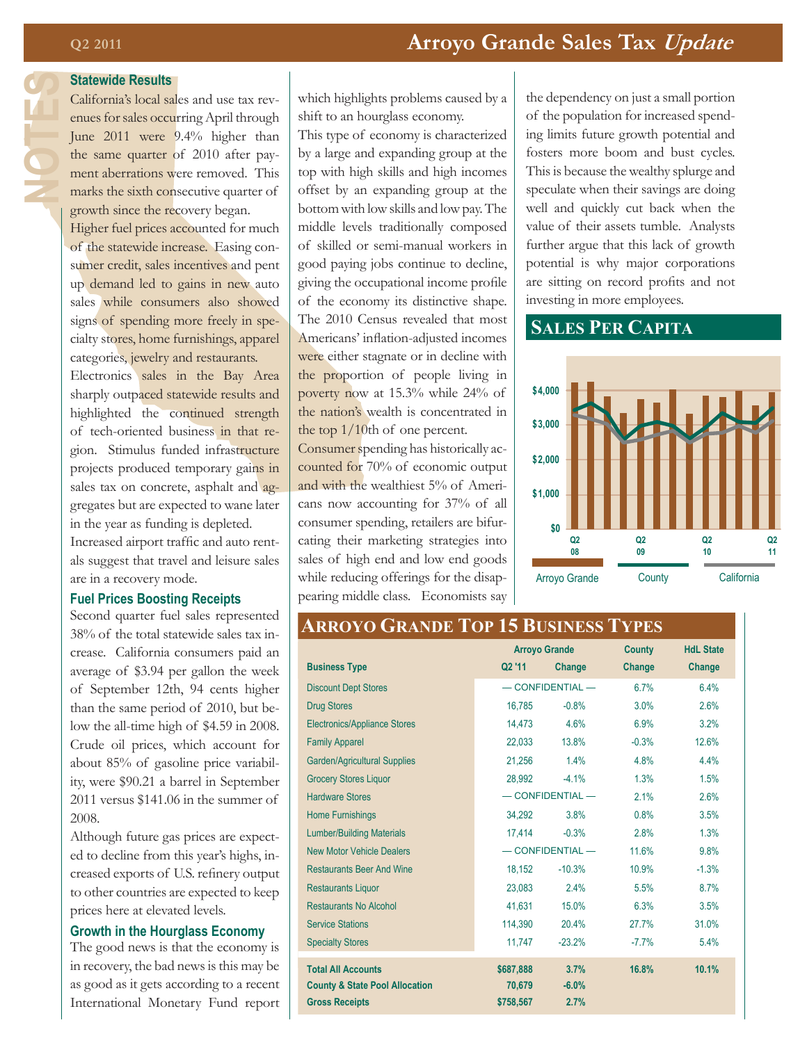# Arroyo Grande Sales Tax *Update*

Q2 2011

NOTES

### Statewide Results

California's local sales and use tax revenues for sales occurring April through June 2011 were 9.4% higher than the same quarter of 2010 after payment aberrations were removed. This marks the sixth consecutive quarter of growth since the recovery began.

Higher fuel prices accounted for much of the statewide increase. Easing consumer credit, sales incentives and pent up demand led to gains in new auto sales while consumers also showed signs of spending more freely in specialty stores, home furnishings, apparel categories, jewelry and restaurants.

Electronics sales in the Bay Area sharply outpaced statewide results and highlighted the continued strength of tech-oriented business in that region. Stimulus funded infrastructure projects produced temporary gains in sales tax on concrete, asphalt and aggregates but are expected to wane later in the year as funding is depleted.

Increased airport traffic and auto rentals suggest that travel and leisure sales are in a recovery mode.

### Fuel Prices Boosting Receipts

Second quarter fuel sales represented 38% of the total statewide sales tax increase. California consumers paid an average of $3.94 per gallon the week of September 12th, 94 cents higher than the same period of 2010, but below the all-time high of $4.59 in 2008. Crude oil prices, which account for about 85% of gasoline price variability, were $90.21 a barrel in September 2011 versus $141.06 in the summer of 2008.

Although future gas prices are expected to decline from this year's highs, increased exports of U.S. refinery output to other countries are expected to keep prices here at elevated levels.

### Growth in the Hourglass Economy

The good news is that the economy is in recovery, the bad news is this may be as good as it gets according to a recent International Monetary Fund report which highlights problems caused by a shift to an hourglass economy.

This type of economy is characterized by a large and expanding group at the top with high skills and high incomes offset by an expanding group at the bottom with low skills and low pay. The middle levels traditionally composed of skilled or semi-manual workers in good paying jobs continue to decline, giving the occupational income profile of the economy its distinctive shape. The 2010 Census revealed that most Americans' inflation-adjusted incomes were either stagnate or in decline with the proportion of people living in poverty now at 15.3% while 24% of the nation's wealth is concentrated in the top 1/10th of one percent.

Consumer spending has historically accounted for 70% of economic output and with the wealthiest 5% of Americans now accounting for 37% of all consumer spending, retailers are bifurcating their marketing strategies into sales of high end and low end goods while reducing offerings for the disappearing middle class. Economists say the dependency on just a small portion of the population for increased spending limits future growth potential and fosters more boom and bust cycles. This is because the wealthy splurge and speculate when their savings are doing well and quickly cut back when the value of their assets tumble. Analysts further argue that this lack of growth potential is why major corporations are sitting on record profits and not investing in more employees.

## Sales Per Capita

$4,000
$3,000
$2,000
$1,000
$0
Q2 08
Q2 09
Q2 10
Q2 11
Arroyo Grande
County
California

## Arroyo Grande Top 15 Business Types

| Business Type | Arroyo Grande Q2 '11 | Arroyo Grande Change | County Change | HdL State Change |
|---|---|---|---|---|
| Discount Dept Stores | — CONFIDENTIAL — | | 6.7% | 6.4% |
| Drug Stores | 16,785 | -0.8% | 3.0% | 2.6% |
| Electronics/Appliance Stores | 14,473 | 4.6% | 6.9% | 3.2% |
| Family Apparel | 22,033 | 13.8% | -0.3% | 12.6% |
| Garden/Agricultural Supplies | 21,256 | 1.4% | 4.8% | 4.4% |
| Grocery Stores Liquor | 28,992 | -4.1% | 1.3% | 1.5% |
| Hardware Stores | — CONFIDENTIAL — | | 2.1% | 2.6% |
| Home Furnishings | 34,292 | 3.8% | 0.8% | 3.5% |
| Lumber/Building Materials | 17,414 | -0.3% | 2.8% | 1.3% |
| New Motor Vehicle Dealers | — CONFIDENTIAL — | | 11.6% | 9.8% |
| Restaurants Beer And Wine | 18,152 | -10.3% | 10.9% | -1.3% |
| Restaurants Liquor | 23,083 | 2.4% | 5.5% | 8.7% |
| Restaurants No Alcohol | 41,631 | 15.0% | 6.3% | 3.5% |
| Service Stations | 114,390 | 20.4% | 27.7% | 31.0% |
| Specialty Stores | 11,747 | -23.2% | -7.7% | 5.4% |
| **Total All Accounts** | **$687,888** | **3.7%** | **16.8%** | **10.1%** |
| **County & State Pool Allocation** | **70,679** | **-6.0%** | | |
| **Gross Receipts** | **$758,567** | **2.7%** | | |